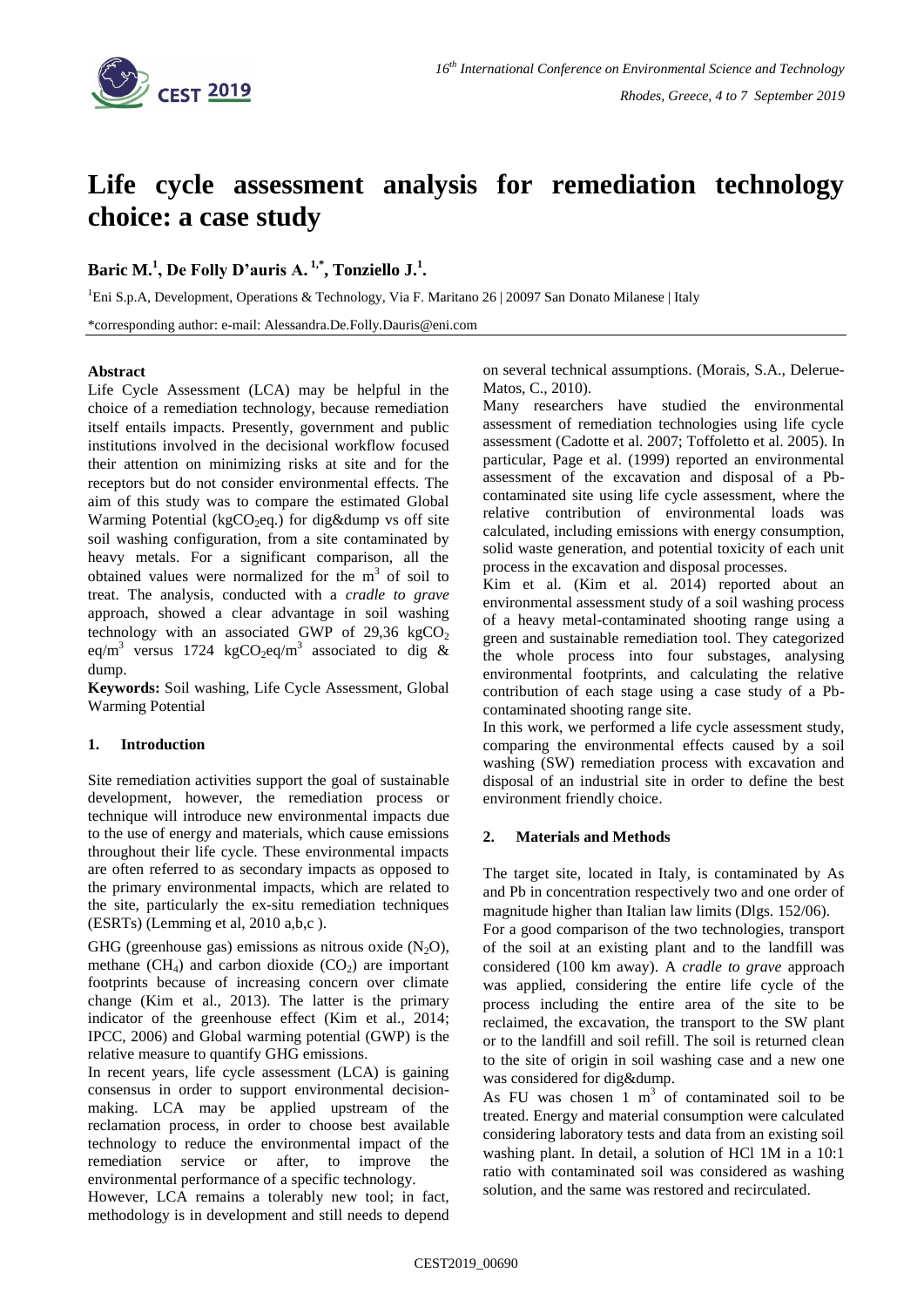# Life cycle assessment analysis for remediation technology choice: a case study

**Baric M.[1], De Folly D'auris A.[1,*], Tonziello J.[1].**

[1]Eni S.p.A, Development, Operations & Technology, Via F. Maritano 26 | 20097 San Donato Milanese | Italy

*corresponding author: e-mail: Alessandra.De.Folly.Dauris@eni.com

### Abstract

Life Cycle Assessment (LCA) may be helpful in the choice of a remediation technology, because remediation itself entails impacts. Presently, government and public institutions involved in the decisional workflow focused their attention on minimizing risks at site and for the receptors but do not consider environmental effects. The aim of this study was to compare the estimated Global Warming Potential ($kgCO_2eq.$) for dig&dump vs off site soil washing configuration, from a site contaminated by heavy metals. For a significant comparison, all the obtained values were normalized for the $m^3$ of soil to treat. The analysis, conducted with a *cradle to grave* approach, showed a clear advantage in soil washing technology with an associated GWP of 29,36 $kgCO_2$ $eq/m^3$ versus 1724 $kgCO_2eq/m^3$ associated to dig & dump.

**Keywords:** Soil washing, Life Cycle Assessment, Global Warming Potential

## 1. Introduction

Site remediation activities support the goal of sustainable development, however, the remediation process or technique will introduce new environmental impacts due to the use of energy and materials, which cause emissions throughout their life cycle. These environmental impacts are often referred to as secondary impacts as opposed to the primary environmental impacts, which are related to the site, particularly the ex-situ remediation techniques (ESRTs) (Lemming et al, 2010 a,b,c ).

GHG (greenhouse gas) emissions as nitrous oxide ($N_2O$), methane ($CH_4$) and carbon dioxide ($CO_2$) are important footprints because of increasing concern over climate change (Kim et al., 2013). The latter is the primary indicator of the greenhouse effect (Kim et al., 2014; IPCC, 2006) and Global warming potential (GWP) is the relative measure to quantify GHG emissions.

In recent years, life cycle assessment (LCA) is gaining consensus in order to support environmental decision-making. LCA may be applied upstream of the reclamation process, in order to choose best available technology to reduce the environmental impact of the remediation service or after, to improve the environmental performance of a specific technology.

However, LCA remains a tolerably new tool; in fact, methodology is in development and still needs to depend on several technical assumptions. (Morais, S.A., Delerue-Matos, C., 2010).

Many researchers have studied the environmental assessment of remediation technologies using life cycle assessment (Cadotte et al. 2007; Toffoletto et al. 2005). In particular, Page et al. (1999) reported an environmental assessment of the excavation and disposal of a Pb-contaminated site using life cycle assessment, where the relative contribution of environmental loads was calculated, including emissions with energy consumption, solid waste generation, and potential toxicity of each unit process in the excavation and disposal processes.

Kim et al. (Kim et al. 2014) reported about an environmental assessment study of a soil washing process of a heavy metal-contaminated shooting range using a green and sustainable remediation tool. They categorized the whole process into four substages, analysing environmental footprints, and calculating the relative contribution of each stage using a case study of a Pb-contaminated shooting range site.

In this work, we performed a life cycle assessment study, comparing the environmental effects caused by a soil washing (SW) remediation process with excavation and disposal of an industrial site in order to define the best environment friendly choice.

## 2. Materials and Methods

The target site, located in Italy, is contaminated by As and Pb in concentration respectively two and one order of magnitude higher than Italian law limits (Dlgs. 152/06).

For a good comparison of the two technologies, transport of the soil at an existing plant and to the landfill was considered (100 km away). A *cradle to grave* approach was applied, considering the entire life cycle of the process including the entire area of the site to be reclaimed, the excavation, the transport to the SW plant or to the landfill and soil refill. The soil is returned clean to the site of origin in soil washing case and a new one was considered for dig&dump.

As FU was chosen 1 $m^3$ of contaminated soil to be treated. Energy and material consumption were calculated considering laboratory tests and data from an existing soil washing plant. In detail, a solution of HCl 1M in a 10:1 ratio with contaminated soil was considered as washing solution, and the same was restored and recirculated.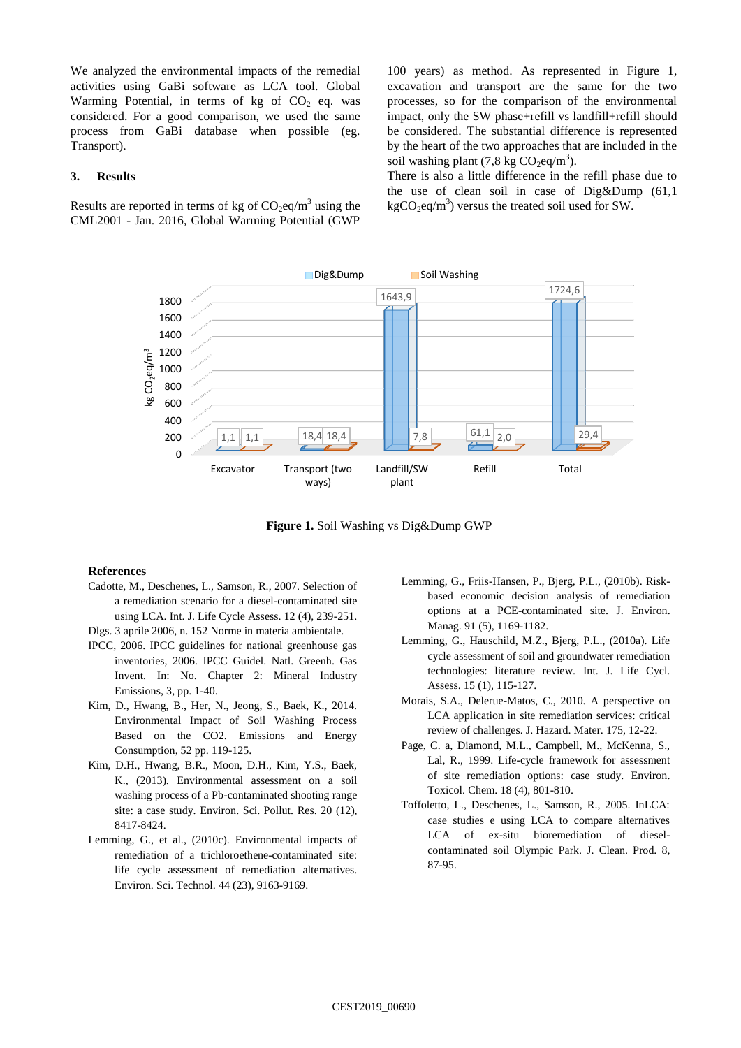We analyzed the environmental impacts of the remedial activities using GaBi software as LCA tool. Global Warming Potential, in terms of kg of $CO_2$ eq. was considered. For a good comparison, we used the same process from GaBi database when possible (eg. Transport).

## 3. Results

Results are reported in terms of kg of $CO_2eq/m^3$ using the CML2001 - Jan. 2016, Global Warming Potential (GWP 100 years) as method. As represented in Figure 1, excavation and transport are the same for the two processes, so for the comparison of the environmental impact, only the SW phase+refill vs landfill+refill should be considered. The substantial difference is represented by the heart of the two approaches that are included in the soil washing plant (7,8 kg $CO_2eq/m^3$).

There is also a little difference in the refill phase due to the use of clean soil in case of Dig&Dump (61,1 kg$CO_2eq/m^3$) versus the treated soil used for SW.

Dig&Dump
Soil Washing

kg $CO_2eq/m^3$

1800
1600
1400
1200
1000
800
600
400
200
0

1,1
1,1
18,4
18,4
1643,9
7,8
61,1
2,0
1724,6
29,4

Excavator
Transport (two ways)
Landfill/SW plant
Refill
Total

**Figure 1.** Soil Washing vs Dig&Dump GWP

### References

Cadotte, M., Deschenes, L., Samson, R., 2007. Selection of a remediation scenario for a diesel-contaminated site using LCA. Int. J. Life Cycle Assess. 12 (4), 239-251.

Dlgs. 3 aprile 2006, n. 152 Norme in materia ambientale.

IPCC, 2006. IPCC guidelines for national greenhouse gas inventories, 2006. IPCC Guidel. Natl. Greenh. Gas Invent. In: No. Chapter 2: Mineral Industry Emissions, 3, pp. 1-40.

Kim, D., Hwang, B., Her, N., Jeong, S., Baek, K., 2014. Environmental Impact of Soil Washing Process Based on the CO2. Emissions and Energy Consumption, 52 pp. 119-125.

Kim, D.H., Hwang, B.R., Moon, D.H., Kim, Y.S., Baek, K., (2013). Environmental assessment on a soil washing process of a Pb-contaminated shooting range site: a case study. Environ. Sci. Pollut. Res. 20 (12), 8417-8424.

Lemming, G., et al., (2010c). Environmental impacts of remediation of a trichloroethene-contaminated site: life cycle assessment of remediation alternatives. Environ. Sci. Technol. 44 (23), 9163-9169.

Lemming, G., Friis-Hansen, P., Bjerg, P.L., (2010b). Risk-based economic decision analysis of remediation options at a PCE-contaminated site. J. Environ. Manag. 91 (5), 1169-1182.

Lemming, G., Hauschild, M.Z., Bjerg, P.L., (2010a). Life cycle assessment of soil and groundwater remediation technologies: literature review. Int. J. Life Cycl. Assess. 15 (1), 115-127.

Morais, S.A., Delerue-Matos, C., 2010. A perspective on LCA application in site remediation services: critical review of challenges. J. Hazard. Mater. 175, 12-22.

Page, C. a, Diamond, M.L., Campbell, M., McKenna, S., Lal, R., 1999. Life-cycle framework for assessment of site remediation options: case study. Environ. Toxicol. Chem. 18 (4), 801-810.

Toffoletto, L., Deschenes, L., Samson, R., 2005. InLCA: case studies e using LCA to compare alternatives LCA of ex-situ bioremediation of diesel-contaminated soil Olympic Park. J. Clean. Prod. 8, 87-95.